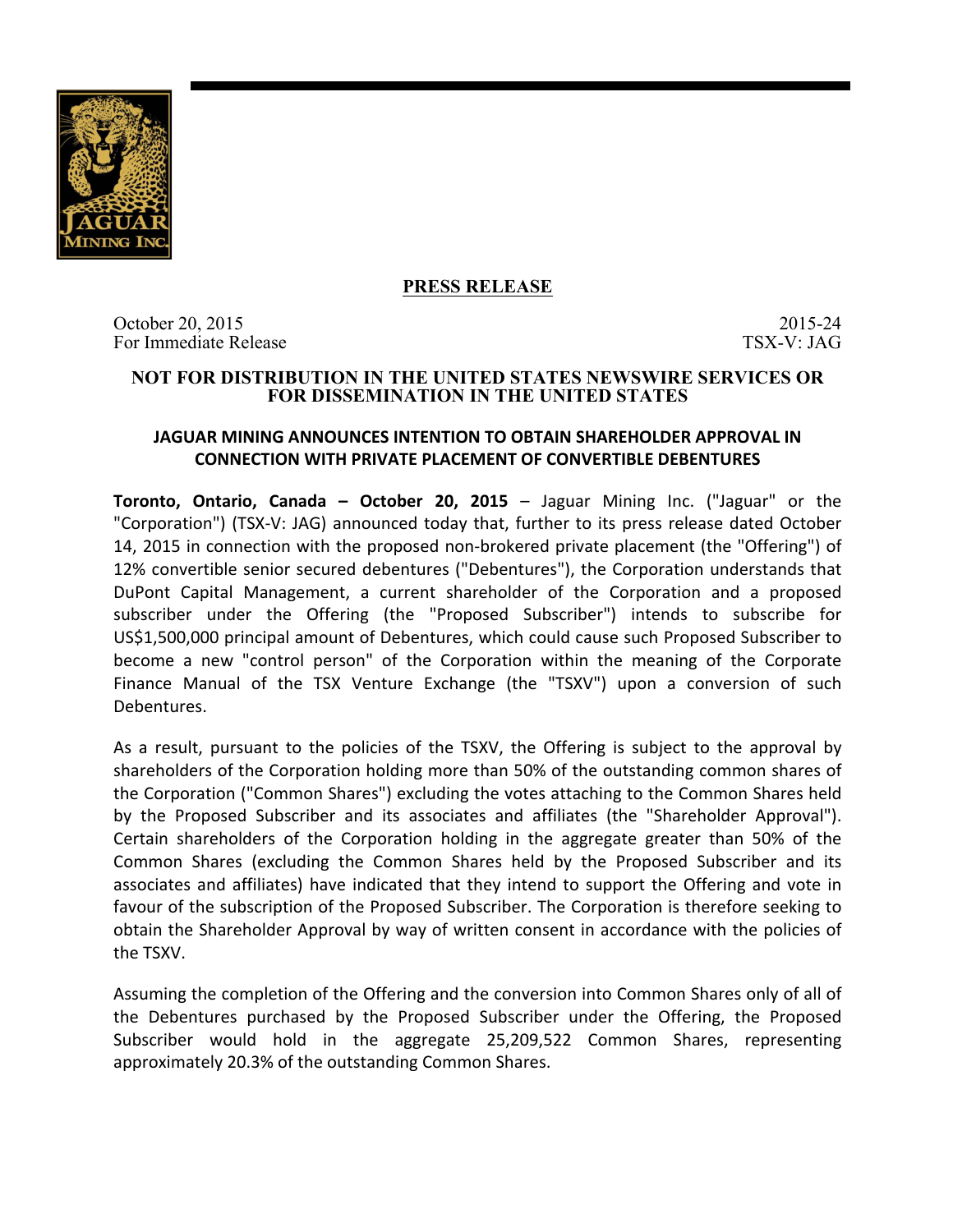## PRESS RELEASE

October 20, 2015
For Immediate Release

2015-24
TSX-V: JAG

**NOT FOR DISTRIBUTION IN THE UNITED STATES NEWSWIRE SERVICES OR FOR DISSEMINATION IN THE UNITED STATES**

# JAGUAR MINING ANNOUNCES INTENTION TO OBTAIN SHAREHOLDER APPROVAL IN CONNECTION WITH PRIVATE PLACEMENT OF CONVERTIBLE DEBENTURES

**Toronto, Ontario, Canada – October 20, 2015** – Jaguar Mining Inc. ("Jaguar" or the "Corporation") (TSX-V: JAG) announced today that, further to its press release dated October 14, 2015 in connection with the proposed non-brokered private placement (the "Offering") of 12% convertible senior secured debentures ("Debentures"), the Corporation understands that DuPont Capital Management, a current shareholder of the Corporation and a proposed subscriber under the Offering (the "Proposed Subscriber") intends to subscribe for US$1,500,000 principal amount of Debentures, which could cause such Proposed Subscriber to become a new "control person" of the Corporation within the meaning of the Corporate Finance Manual of the TSX Venture Exchange (the "TSXV") upon a conversion of such Debentures.

As a result, pursuant to the policies of the TSXV, the Offering is subject to the approval by shareholders of the Corporation holding more than 50% of the outstanding common shares of the Corporation ("Common Shares") excluding the votes attaching to the Common Shares held by the Proposed Subscriber and its associates and affiliates (the "Shareholder Approval"). Certain shareholders of the Corporation holding in the aggregate greater than 50% of the Common Shares (excluding the Common Shares held by the Proposed Subscriber and its associates and affiliates) have indicated that they intend to support the Offering and vote in favour of the subscription of the Proposed Subscriber. The Corporation is therefore seeking to obtain the Shareholder Approval by way of written consent in accordance with the policies of the TSXV.

Assuming the completion of the Offering and the conversion into Common Shares only of all of the Debentures purchased by the Proposed Subscriber under the Offering, the Proposed Subscriber would hold in the aggregate 25,209,522 Common Shares, representing approximately 20.3% of the outstanding Common Shares.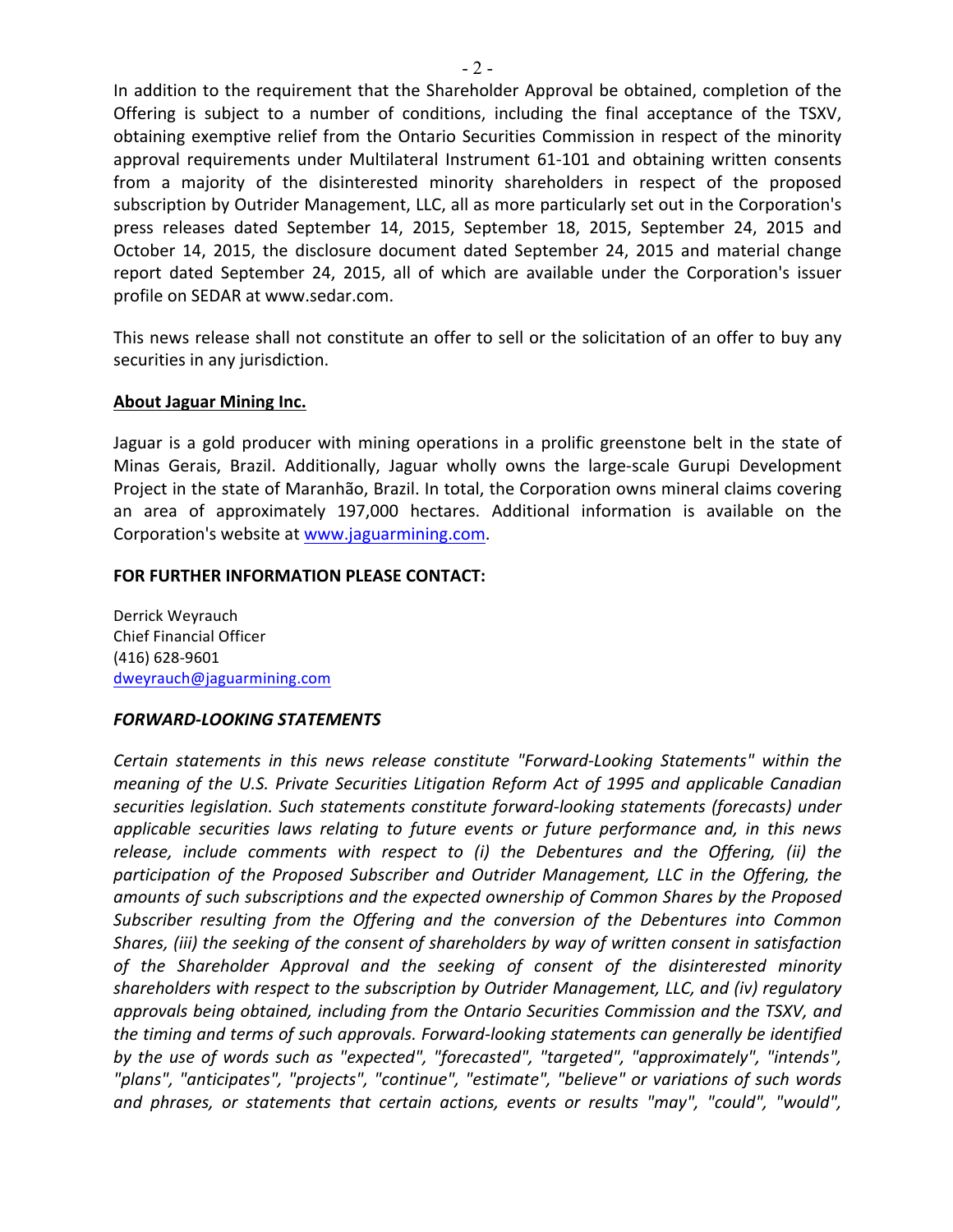In addition to the requirement that the Shareholder Approval be obtained, completion of the Offering is subject to a number of conditions, including the final acceptance of the TSXV, obtaining exemptive relief from the Ontario Securities Commission in respect of the minority approval requirements under Multilateral Instrument 61-101 and obtaining written consents from a majority of the disinterested minority shareholders in respect of the proposed subscription by Outrider Management, LLC, all as more particularly set out in the Corporation's press releases dated September 14, 2015, September 18, 2015, September 24, 2015 and October 14, 2015, the disclosure document dated September 24, 2015 and material change report dated September 24, 2015, all of which are available under the Corporation's issuer profile on SEDAR at www.sedar.com.

This news release shall not constitute an offer to sell or the solicitation of an offer to buy any securities in any jurisdiction.

**About Jaguar Mining Inc.**

Jaguar is a gold producer with mining operations in a prolific greenstone belt in the state of Minas Gerais, Brazil. Additionally, Jaguar wholly owns the large-scale Gurupi Development Project in the state of Maranhão, Brazil. In total, the Corporation owns mineral claims covering an area of approximately 197,000 hectares. Additional information is available on the Corporation's website at www.jaguarmining.com.

**FOR FURTHER INFORMATION PLEASE CONTACT:**

Derrick Weyrauch
Chief Financial Officer
(416) 628-9601
dweyrauch@jaguarmining.com

***FORWARD-LOOKING STATEMENTS***

*Certain statements in this news release constitute "Forward-Looking Statements" within the meaning of the U.S. Private Securities Litigation Reform Act of 1995 and applicable Canadian securities legislation. Such statements constitute forward-looking statements (forecasts) under applicable securities laws relating to future events or future performance and, in this news release, include comments with respect to (i) the Debentures and the Offering, (ii) the participation of the Proposed Subscriber and Outrider Management, LLC in the Offering, the amounts of such subscriptions and the expected ownership of Common Shares by the Proposed Subscriber resulting from the Offering and the conversion of the Debentures into Common Shares, (iii) the seeking of the consent of shareholders by way of written consent in satisfaction of the Shareholder Approval and the seeking of consent of the disinterested minority shareholders with respect to the subscription by Outrider Management, LLC, and (iv) regulatory approvals being obtained, including from the Ontario Securities Commission and the TSXV, and the timing and terms of such approvals. Forward-looking statements can generally be identified by the use of words such as "expected", "forecasted", "targeted", "approximately", "intends", "plans", "anticipates", "projects", "continue", "estimate", "believe" or variations of such words and phrases, or statements that certain actions, events or results "may", "could", "would",*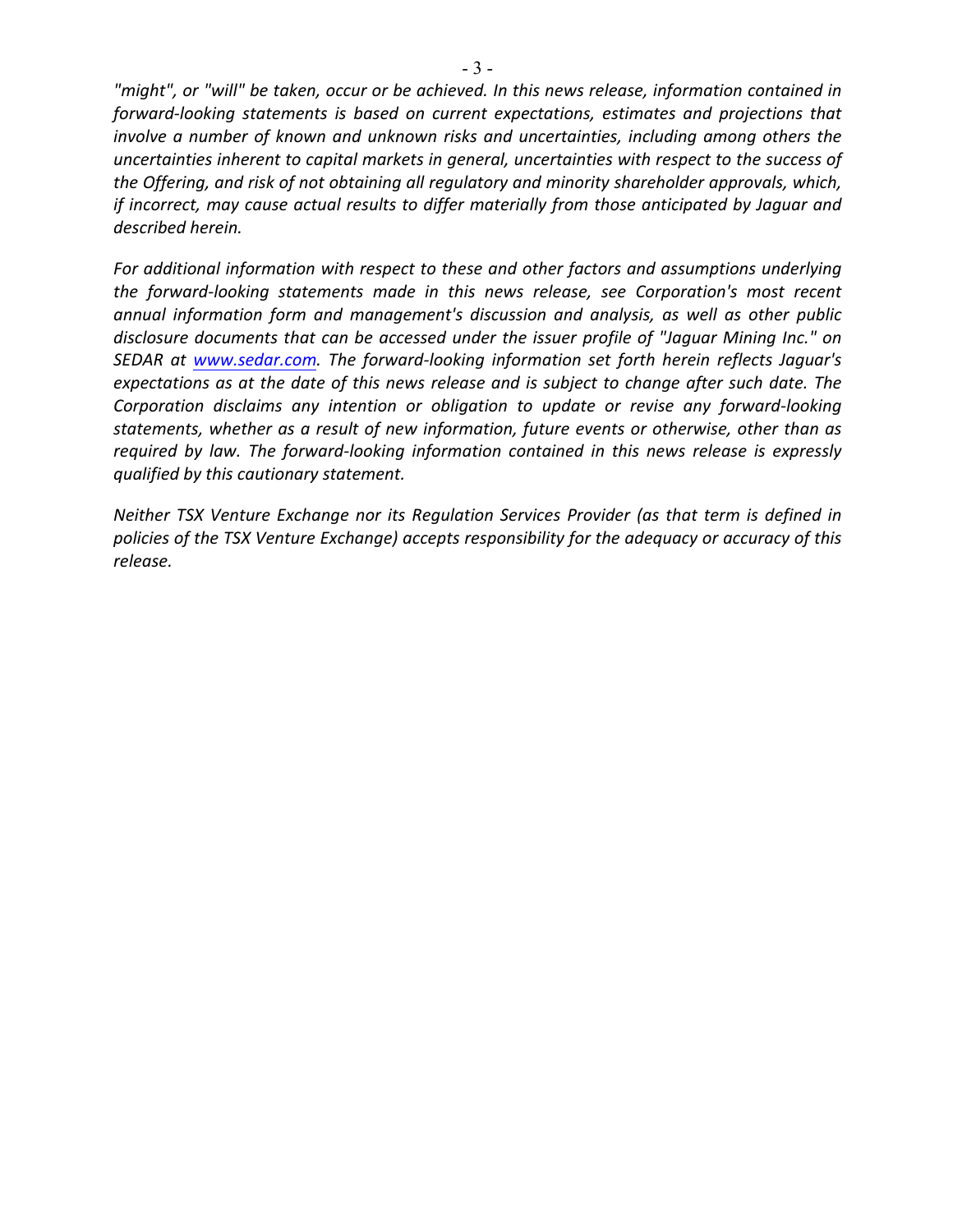*"might", or "will" be taken, occur or be achieved. In this news release, information contained in forward-looking statements is based on current expectations, estimates and projections that involve a number of known and unknown risks and uncertainties, including among others the uncertainties inherent to capital markets in general, uncertainties with respect to the success of the Offering, and risk of not obtaining all regulatory and minority shareholder approvals, which, if incorrect, may cause actual results to differ materially from those anticipated by Jaguar and described herein.*

*For additional information with respect to these and other factors and assumptions underlying the forward-looking statements made in this news release, see Corporation's most recent annual information form and management's discussion and analysis, as well as other public disclosure documents that can be accessed under the issuer profile of "Jaguar Mining Inc." on SEDAR at [www.sedar.com](http://www.sedar.com). The forward-looking information set forth herein reflects Jaguar's expectations as at the date of this news release and is subject to change after such date. The Corporation disclaims any intention or obligation to update or revise any forward-looking statements, whether as a result of new information, future events or otherwise, other than as required by law. The forward-looking information contained in this news release is expressly qualified by this cautionary statement.*

*Neither TSX Venture Exchange nor its Regulation Services Provider (as that term is defined in policies of the TSX Venture Exchange) accepts responsibility for the adequacy or accuracy of this release.*